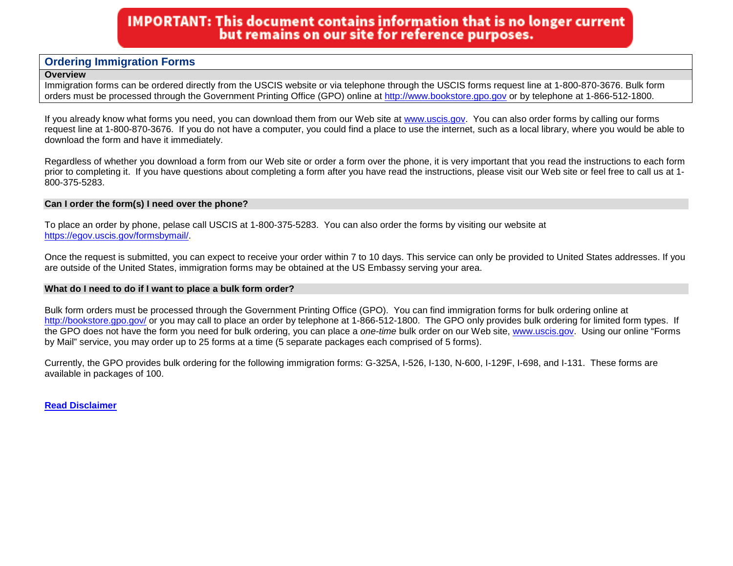**IMPORTANT: This document contains information that is no longer current but remains on our site for reference purposes.**

# Ordering Immigration Forms

## Overview

Immigration forms can be ordered directly from the USCIS website or via telephone through the USCIS forms request line at 1-800-870-3676. Bulk form orders must be processed through the Government Printing Office (GPO) online at http://www.bookstore.gpo.gov or by telephone at 1-866-512-1800.

If you already know what forms you need, you can download them from our Web site at www.uscis.gov. You can also order forms by calling our forms request line at 1-800-870-3676. If you do not have a computer, you could find a place to use the internet, such as a local library, where you would be able to download the form and have it immediately.

Regardless of whether you download a form from our Web site or order a form over the phone, it is very important that you read the instructions to each form prior to completing it. If you have questions about completing a form after you have read the instructions, please visit our Web site or feel free to call us at 1-800-375-5283.

## Can I order the form(s) I need over the phone?

To place an order by phone, pelase call USCIS at 1-800-375-5283. You can also order the forms by visiting our website at https://egov.uscis.gov/formsbymail/.

Once the request is submitted, you can expect to receive your order within 7 to 10 days. This service can only be provided to United States addresses. If you are outside of the United States, immigration forms may be obtained at the US Embassy serving your area.

## What do I need to do if I want to place a bulk form order?

Bulk form orders must be processed through the Government Printing Office (GPO). You can find immigration forms for bulk ordering online at http://bookstore.gpo.gov/ or you may call to place an order by telephone at 1-866-512-1800. The GPO only provides bulk ordering for limited form types. If the GPO does not have the form you need for bulk ordering, you can place a *one-time* bulk order on our Web site, www.uscis.gov. Using our online "Forms by Mail" service, you may order up to 25 forms at a time (5 separate packages each comprised of 5 forms).

Currently, the GPO provides bulk ordering for the following immigration forms: G-325A, I-526, I-130, N-600, I-129F, I-698, and I-131. These forms are available in packages of 100.

**Read Disclaimer**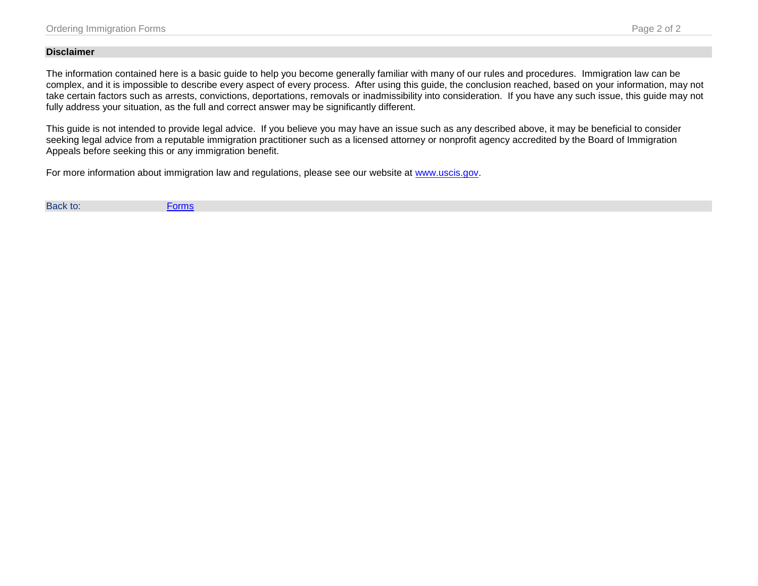## Disclaimer

The information contained here is a basic guide to help you become generally familiar with many of our rules and procedures. Immigration law can be complex, and it is impossible to describe every aspect of every process. After using this guide, the conclusion reached, based on your information, may not take certain factors such as arrests, convictions, deportations, removals or inadmissibility into consideration. If you have any such issue, this guide may not fully address your situation, as the full and correct answer may be significantly different.

This guide is not intended to provide legal advice. If you believe you may have an issue such as any described above, it may be beneficial to consider seeking legal advice from a reputable immigration practitioner such as a licensed attorney or nonprofit agency accredited by the Board of Immigration Appeals before seeking this or any immigration benefit.

For more information about immigration law and regulations, please see our website at www.uscis.gov.

Back to: Forms